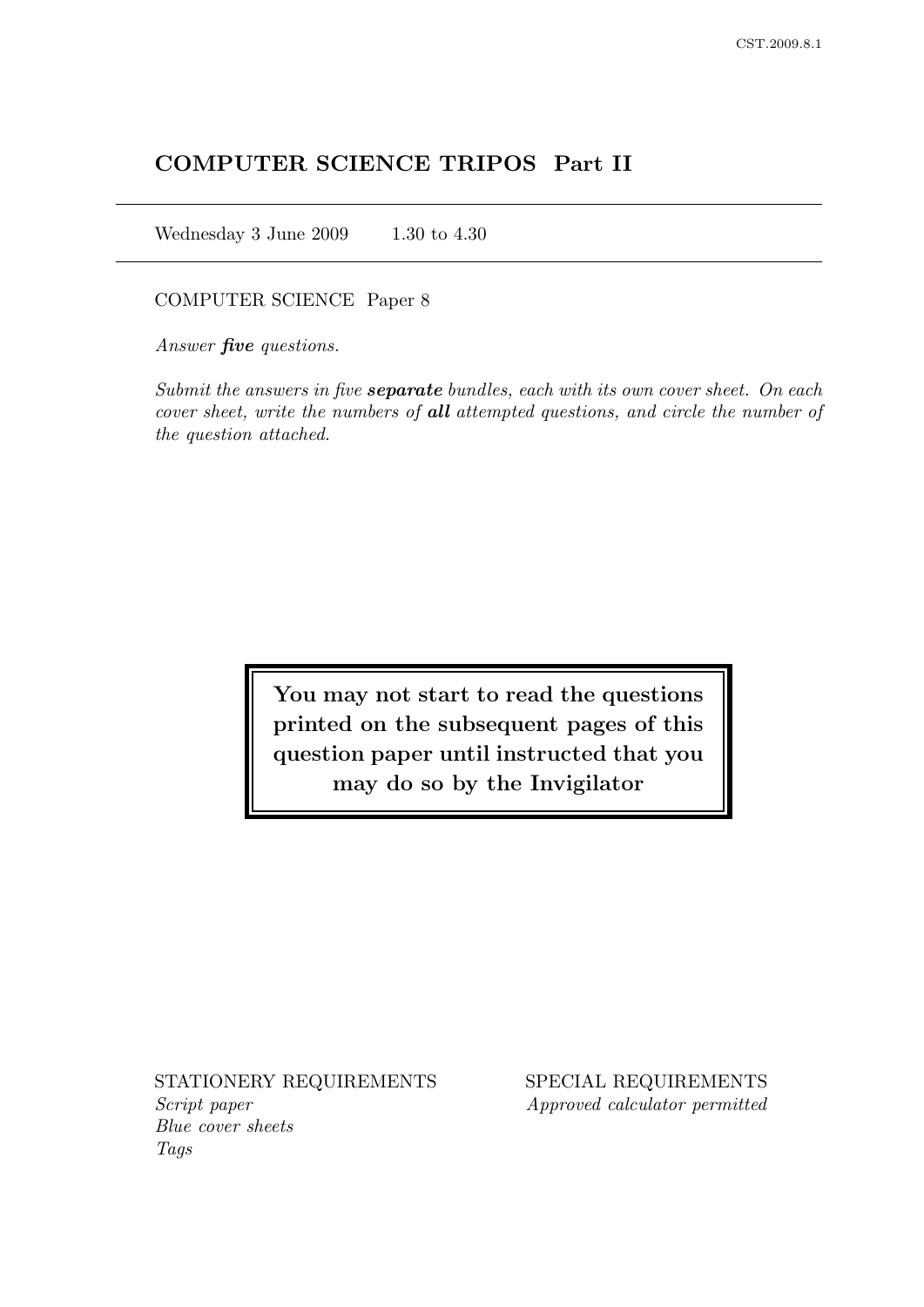# COMPUTER SCIENCE TRIPOS Part II

Wednesday 3 June 2009 1.30 to 4.30

COMPUTER SCIENCE Paper 8

*Answer **five** questions.*

*Submit the answers in five **separate** bundles, each with its own cover sheet. On each cover sheet, write the numbers of **all** attempted questions, and circle the number of the question attached.*

**You may not start to read the questions printed on the subsequent pages of this question paper until instructed that you may do so by the Invigilator**

STATIONERY REQUIREMENTS
*Script paper*
*Blue cover sheets*
*Tags*

SPECIAL REQUIREMENTS
*Approved calculator permitted*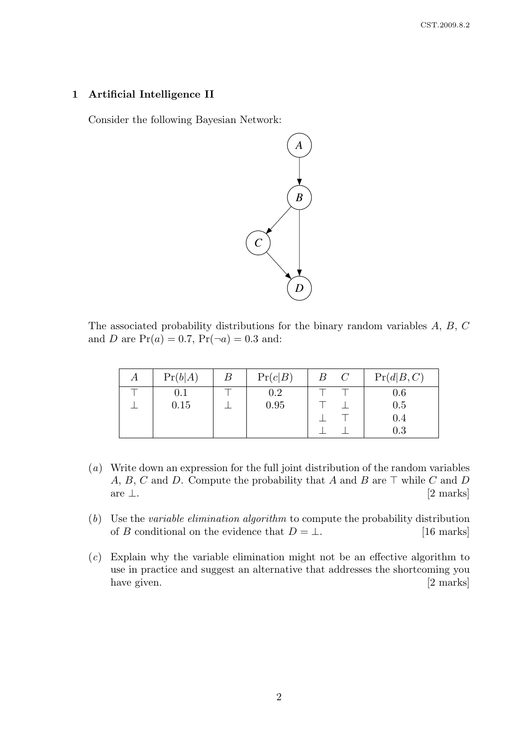## 1 Artificial Intelligence II

Consider the following Bayesian Network:

The associated probability distributions for the binary random variables $A$, $B$, $C$ and $D$ are $\Pr(a) = 0.7$, $\Pr(\neg a) = 0.3$ and:

| $A$ | $\Pr(b\|A)$ | $B$ | $\Pr(c\|B)$ | $B$ | $C$ | $\Pr(d\|B,C)$ |
|---|---|---|---|---|---|---|
| $\top$ | 0.1 | $\top$ | 0.2 | $\top$ | $\top$ | 0.6 |
| $\bot$ | 0.15 | $\bot$ | 0.95 | $\top$ | $\bot$ | 0.5 |
| | | | | $\bot$ | $\top$ | 0.4 |
| | | | | $\bot$ | $\bot$ | 0.3 |

(*a*) Write down an expression for the full joint distribution of the random variables $A$, $B$, $C$ and $D$. Compute the probability that $A$ and $B$ are $\top$ while $C$ and $D$ are $\bot$. [2 marks]

(*b*) Use the *variable elimination algorithm* to compute the probability distribution of $B$ conditional on the evidence that $D = \bot$. [16 marks]

(*c*) Explain why the variable elimination might not be an effective algorithm to use in practice and suggest an alternative that addresses the shortcoming you have given. [2 marks]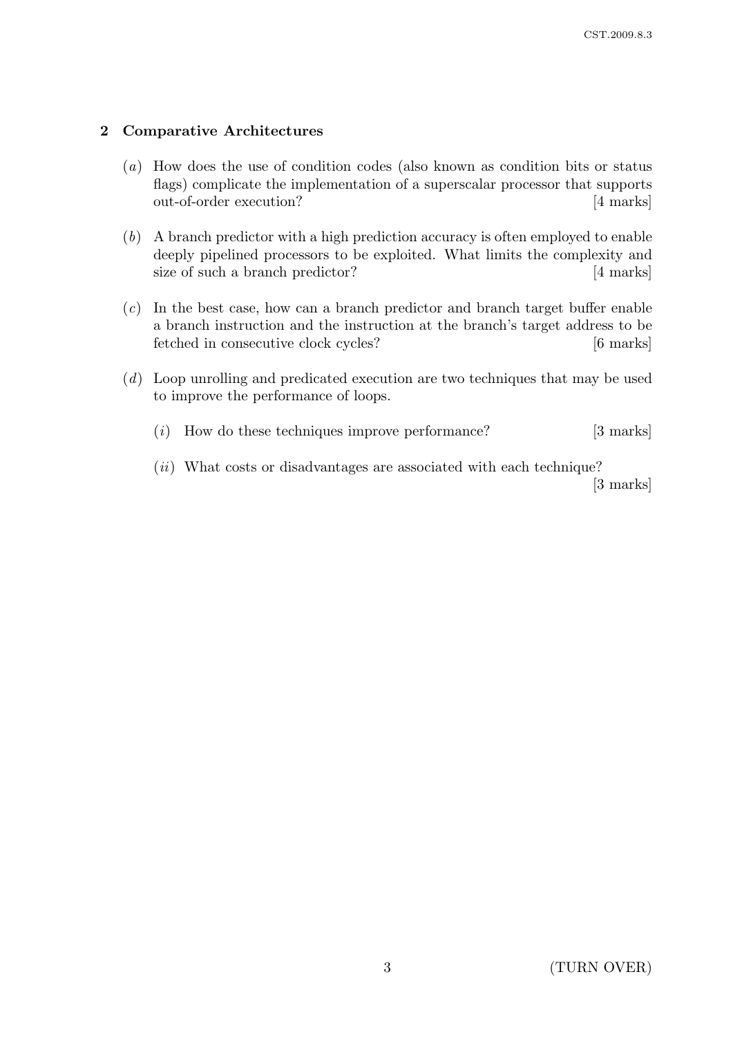## 2 Comparative Architectures

(*a*) How does the use of condition codes (also known as condition bits or status flags) complicate the implementation of a superscalar processor that supports out-of-order execution? [4 marks]

(*b*) A branch predictor with a high prediction accuracy is often employed to enable deeply pipelined processors to be exploited. What limits the complexity and size of such a branch predictor? [4 marks]

(*c*) In the best case, how can a branch predictor and branch target buffer enable a branch instruction and the instruction at the branch's target address to be fetched in consecutive clock cycles? [6 marks]

(*d*) Loop unrolling and predicated execution are two techniques that may be used to improve the performance of loops.

(*i*) How do these techniques improve performance? [3 marks]

(*ii*) What costs or disadvantages are associated with each technique? [3 marks]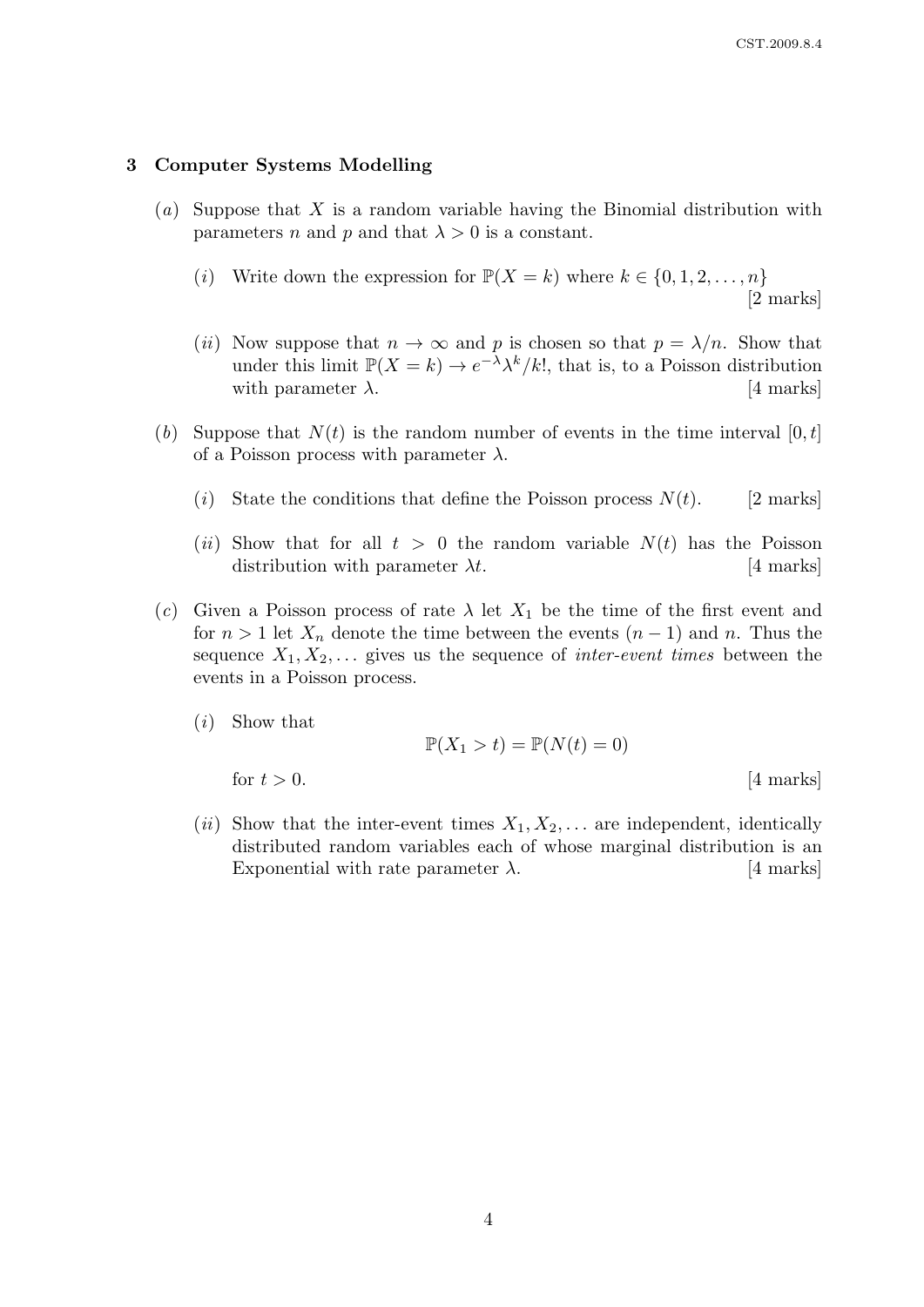## 3 Computer Systems Modelling

(*a*) Suppose that $X$ is a random variable having the Binomial distribution with parameters $n$ and $p$ and that $\lambda > 0$ is a constant.

(*i*) Write down the expression for $\mathbb{P}(X = k)$ where $k \in \{0, 1, 2, \ldots, n\}$ [2 marks]

(*ii*) Now suppose that $n \to \infty$ and $p$ is chosen so that $p = \lambda/n$. Show that under this limit $\mathbb{P}(X = k) \to e^{-\lambda}\lambda^k/k!$, that is, to a Poisson distribution with parameter $\lambda$. [4 marks]

(*b*) Suppose that $N(t)$ is the random number of events in the time interval $[0, t]$ of a Poisson process with parameter $\lambda$.

(*i*) State the conditions that define the Poisson process $N(t)$. [2 marks]

(*ii*) Show that for all $t > 0$ the random variable $N(t)$ has the Poisson distribution with parameter $\lambda t$. [4 marks]

(*c*) Given a Poisson process of rate $\lambda$ let $X_1$ be the time of the first event and for $n > 1$ let $X_n$ denote the time between the events $(n-1)$ and $n$. Thus the sequence $X_1, X_2, \ldots$ gives us the sequence of *inter-event times* between the events in a Poisson process.

(*i*) Show that

$$\mathbb{P}(X_1 > t) = \mathbb{P}(N(t) = 0)$$

for $t > 0$. [4 marks]

(*ii*) Show that the inter-event times $X_1, X_2, \ldots$ are independent, identically distributed random variables each of whose marginal distribution is an Exponential with rate parameter $\lambda$. [4 marks]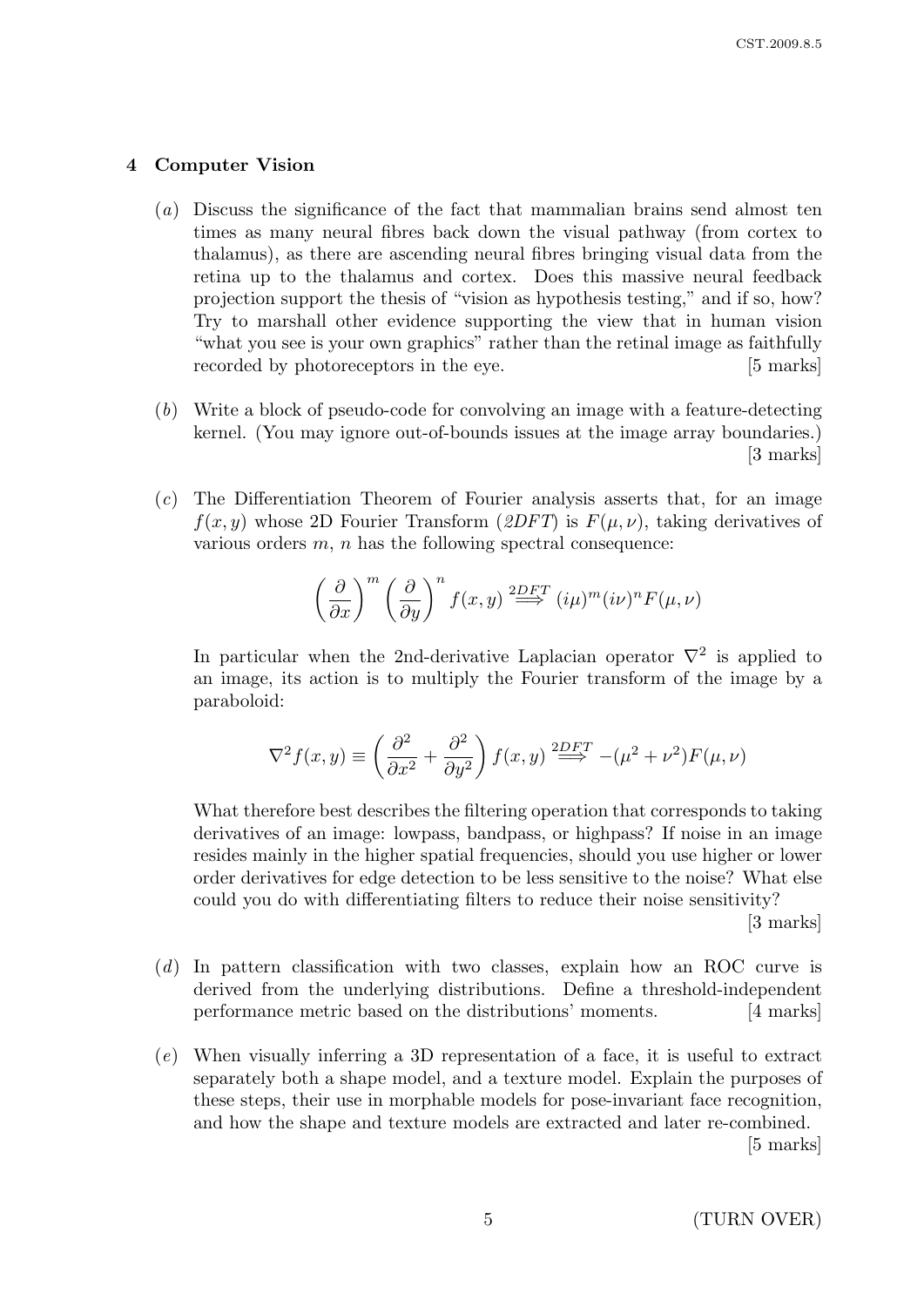## 4 Computer Vision

(*a*) Discuss the significance of the fact that mammalian brains send almost ten times as many neural fibres back down the visual pathway (from cortex to thalamus), as there are ascending neural fibres bringing visual data from the retina up to the thalamus and cortex. Does this massive neural feedback projection support the thesis of "vision as hypothesis testing," and if so, how? Try to marshall other evidence supporting the view that in human vision "what you see is your own graphics" rather than the retinal image as faithfully recorded by photoreceptors in the eye. [5 marks]

(*b*) Write a block of pseudo-code for convolving an image with a feature-detecting kernel. (You may ignore out-of-bounds issues at the image array boundaries.) [3 marks]

(*c*) The Differentiation Theorem of Fourier analysis asserts that, for an image $f(x, y)$ whose 2D Fourier Transform (*2DFT*) is $F(\mu, \nu)$, taking derivatives of various orders $m$, $n$ has the following spectral consequence:

$$\left(\frac{\partial}{\partial x}\right)^m \left(\frac{\partial}{\partial y}\right)^n f(x, y) \stackrel{2DFT}{\Longrightarrow} (i\mu)^m (i\nu)^n F(\mu, \nu)$$

In particular when the 2nd-derivative Laplacian operator $\nabla^2$ is applied to an image, its action is to multiply the Fourier transform of the image by a paraboloid:

$$\nabla^2 f(x, y) \equiv \left(\frac{\partial^2}{\partial x^2} + \frac{\partial^2}{\partial y^2}\right) f(x, y) \stackrel{2DFT}{\Longrightarrow} -(\mu^2 + \nu^2) F(\mu, \nu)$$

What therefore best describes the filtering operation that corresponds to taking derivatives of an image: lowpass, bandpass, or highpass? If noise in an image resides mainly in the higher spatial frequencies, should you use higher or lower order derivatives for edge detection to be less sensitive to the noise? What else could you do with differentiating filters to reduce their noise sensitivity? [3 marks]

(*d*) In pattern classification with two classes, explain how an ROC curve is derived from the underlying distributions. Define a threshold-independent performance metric based on the distributions' moments. [4 marks]

(*e*) When visually inferring a 3D representation of a face, it is useful to extract separately both a shape model, and a texture model. Explain the purposes of these steps, their use in morphable models for pose-invariant face recognition, and how the shape and texture models are extracted and later re-combined. [5 marks]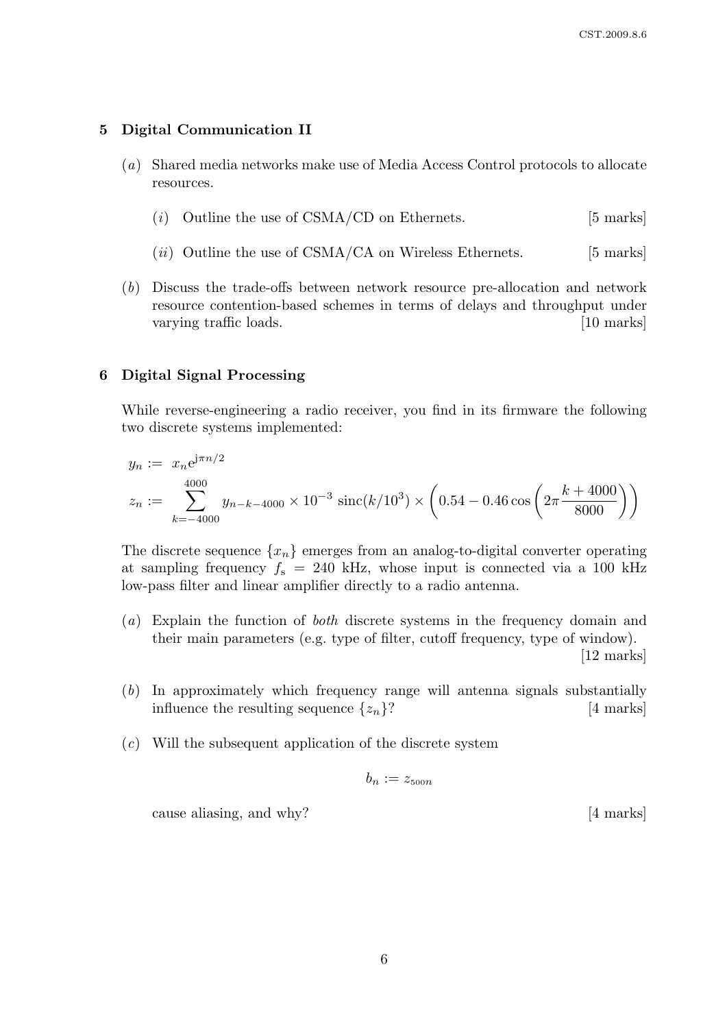## 5 Digital Communication II

(*a*) Shared media networks make use of Media Access Control protocols to allocate resources.

(*i*) Outline the use of CSMA/CD on Ethernets. [5 marks]

(*ii*) Outline the use of CSMA/CA on Wireless Ethernets. [5 marks]

(*b*) Discuss the trade-offs between network resource pre-allocation and network resource contention-based schemes in terms of delays and throughput under varying traffic loads. [10 marks]

## 6 Digital Signal Processing

While reverse-engineering a radio receiver, you find in its firmware the following two discrete systems implemented:

$$
\begin{aligned}
y_n &:= x_n e^{j\pi n/2} \\
z_n &:= \sum_{k=-4000}^{4000} y_{n-k-4000} \times 10^{-3}\,\mathrm{sinc}(k/10^3) \times \left(0.54 - 0.46\cos\left(2\pi\frac{k+4000}{8000}\right)\right)
\end{aligned}
$$

The discrete sequence $\{x_n\}$ emerges from an analog-to-digital converter operating at sampling frequency $f_s = 240$ kHz, whose input is connected via a 100 kHz low-pass filter and linear amplifier directly to a radio antenna.

(*a*) Explain the function of *both* discrete systems in the frequency domain and their main parameters (e.g. type of filter, cutoff frequency, type of window). [12 marks]

(*b*) In approximately which frequency range will antenna signals substantially influence the resulting sequence $\{z_n\}$? [4 marks]

(*c*) Will the subsequent application of the discrete system

$$
b_n := z_{500n}
$$

cause aliasing, and why? [4 marks]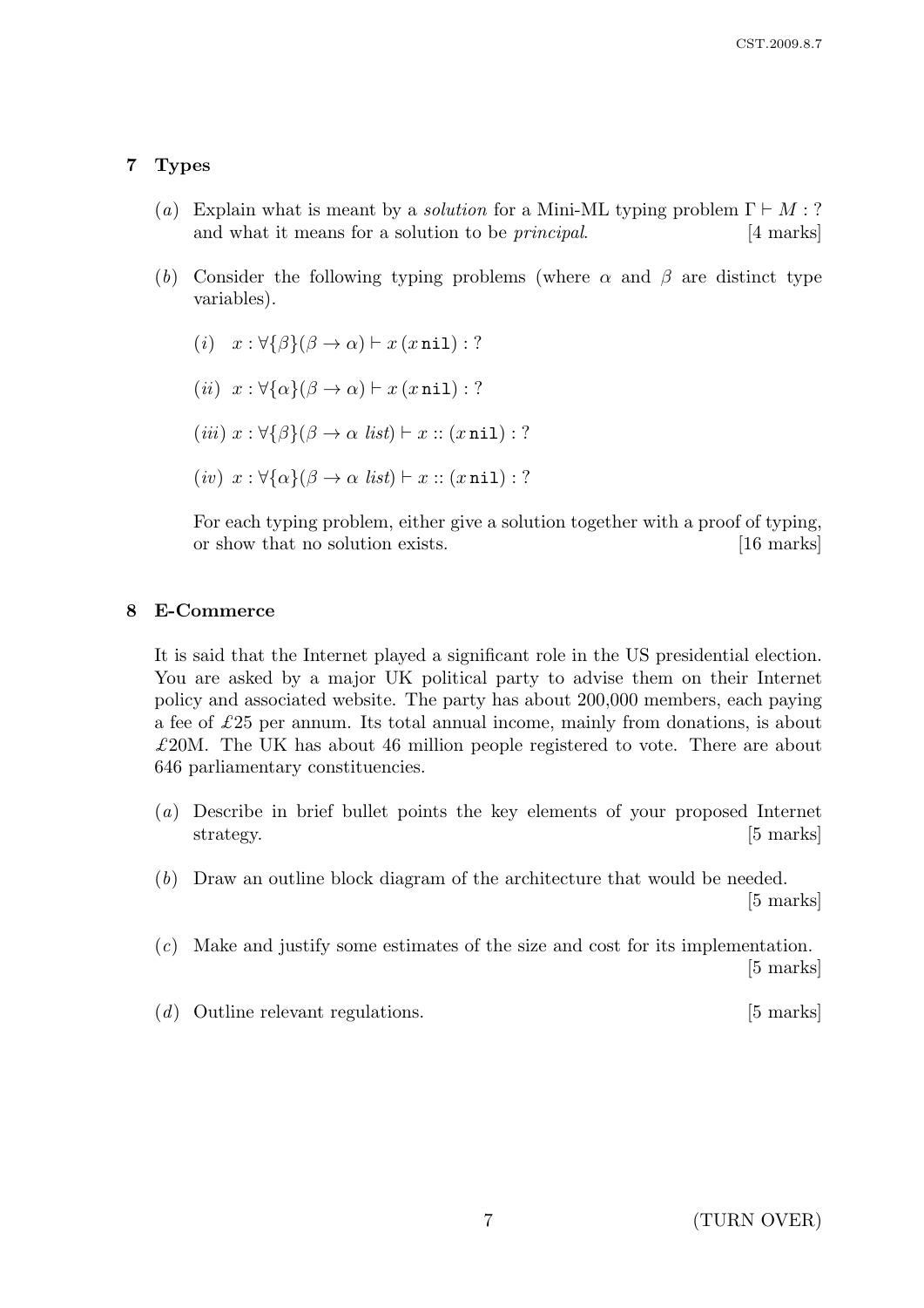## 7 Types

(*a*) Explain what is meant by a *solution* for a Mini-ML typing problem $\Gamma \vdash M : ?$ and what it means for a solution to be *principal*. [4 marks]

(*b*) Consider the following typing problems (where $\alpha$ and $\beta$ are distinct type variables).

(*i*) $x : \forall\{\beta\}(\beta \to \alpha) \vdash x\,(x\,\texttt{nil}) : ?$

(*ii*) $x : \forall\{\alpha\}(\beta \to \alpha) \vdash x\,(x\,\texttt{nil}) : ?$

(*iii*) $x : \forall\{\beta\}(\beta \to \alpha\ \mathit{list}) \vdash x :: (x\,\texttt{nil}) : ?$

(*iv*) $x : \forall\{\alpha\}(\beta \to \alpha\ \mathit{list}) \vdash x :: (x\,\texttt{nil}) : ?$

For each typing problem, either give a solution together with a proof of typing, or show that no solution exists. [16 marks]

## 8 E-Commerce

It is said that the Internet played a significant role in the US presidential election. You are asked by a major UK political party to advise them on their Internet policy and associated website. The party has about 200,000 members, each paying a fee of £25 per annum. Its total annual income, mainly from donations, is about £20M. The UK has about 46 million people registered to vote. There are about 646 parliamentary constituencies.

(*a*) Describe in brief bullet points the key elements of your proposed Internet strategy. [5 marks]

(*b*) Draw an outline block diagram of the architecture that would be needed. [5 marks]

(*c*) Make and justify some estimates of the size and cost for its implementation. [5 marks]

(*d*) Outline relevant regulations. [5 marks]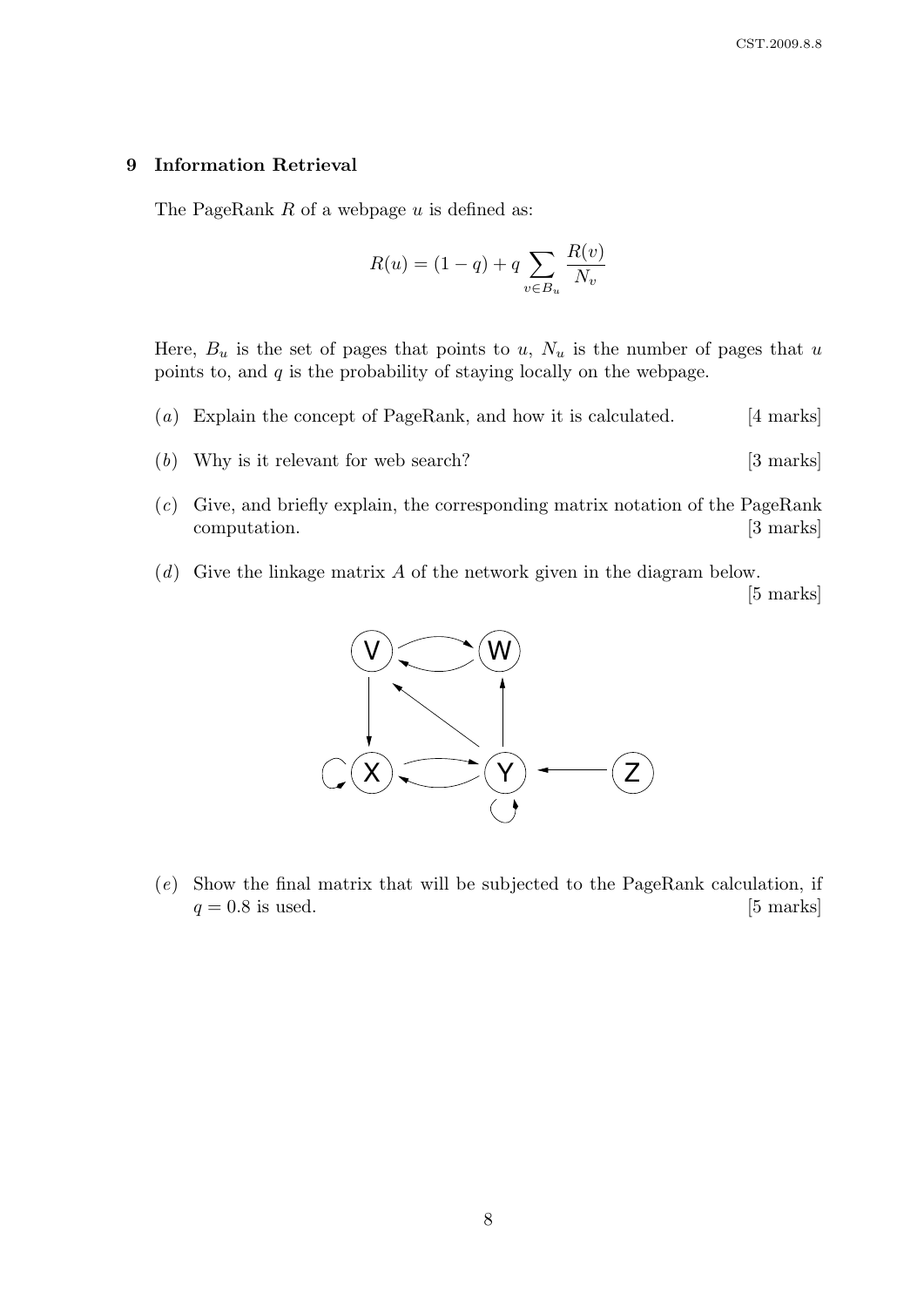## 9 Information Retrieval

The PageRank $R$ of a webpage $u$ is defined as:

$$R(u) = (1 - q) + q \sum_{v \in B_u} \frac{R(v)}{N_v}$$

Here, $B_u$ is the set of pages that points to $u$, $N_u$ is the number of pages that $u$ points to, and $q$ is the probability of staying locally on the webpage.

(*a*) Explain the concept of PageRank, and how it is calculated. [4 marks]

(*b*) Why is it relevant for web search? [3 marks]

(*c*) Give, and briefly explain, the corresponding matrix notation of the PageRank computation. [3 marks]

(*d*) Give the linkage matrix $A$ of the network given in the diagram below. [5 marks]

(*e*) Show the final matrix that will be subjected to the PageRank calculation, if $q = 0.8$ is used. [5 marks]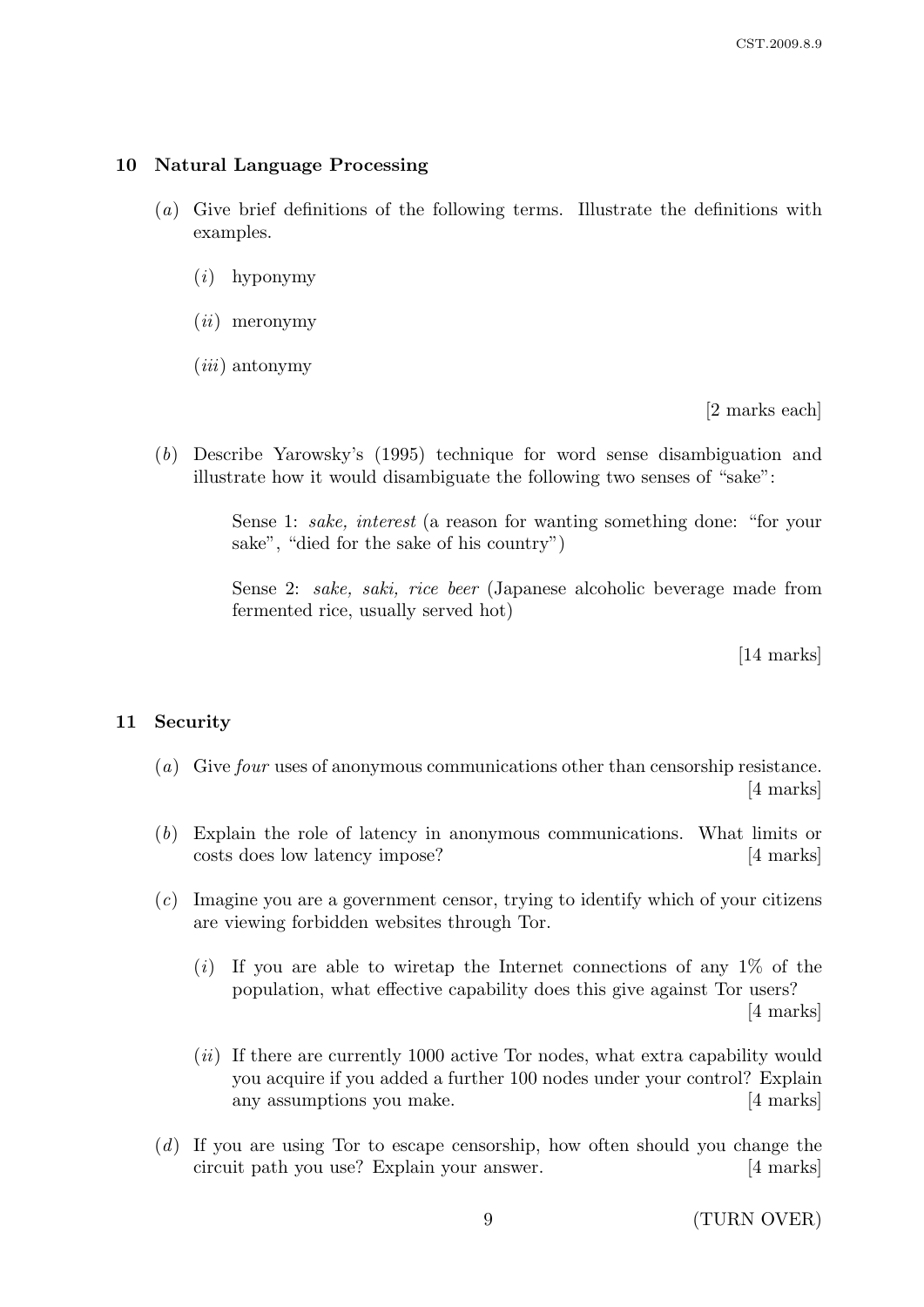## 10 Natural Language Processing

(*a*) Give brief definitions of the following terms. Illustrate the definitions with examples.

(*i*) hyponymy

(*ii*) meronymy

(*iii*) antonymy

[2 marks each]

(*b*) Describe Yarowsky's (1995) technique for word sense disambiguation and illustrate how it would disambiguate the following two senses of "sake":

> Sense 1: *sake, interest* (a reason for wanting something done: "for your sake", "died for the sake of his country")
>
> Sense 2: *sake, saki, rice beer* (Japanese alcoholic beverage made from fermented rice, usually served hot)

[14 marks]

## 11 Security

(*a*) Give *four* uses of anonymous communications other than censorship resistance. [4 marks]

(*b*) Explain the role of latency in anonymous communications. What limits or costs does low latency impose? [4 marks]

(*c*) Imagine you are a government censor, trying to identify which of your citizens are viewing forbidden websites through Tor.

(*i*) If you are able to wiretap the Internet connections of any 1% of the population, what effective capability does this give against Tor users? [4 marks]

(*ii*) If there are currently 1000 active Tor nodes, what extra capability would you acquire if you added a further 100 nodes under your control? Explain any assumptions you make. [4 marks]

(*d*) If you are using Tor to escape censorship, how often should you change the circuit path you use? Explain your answer. [4 marks]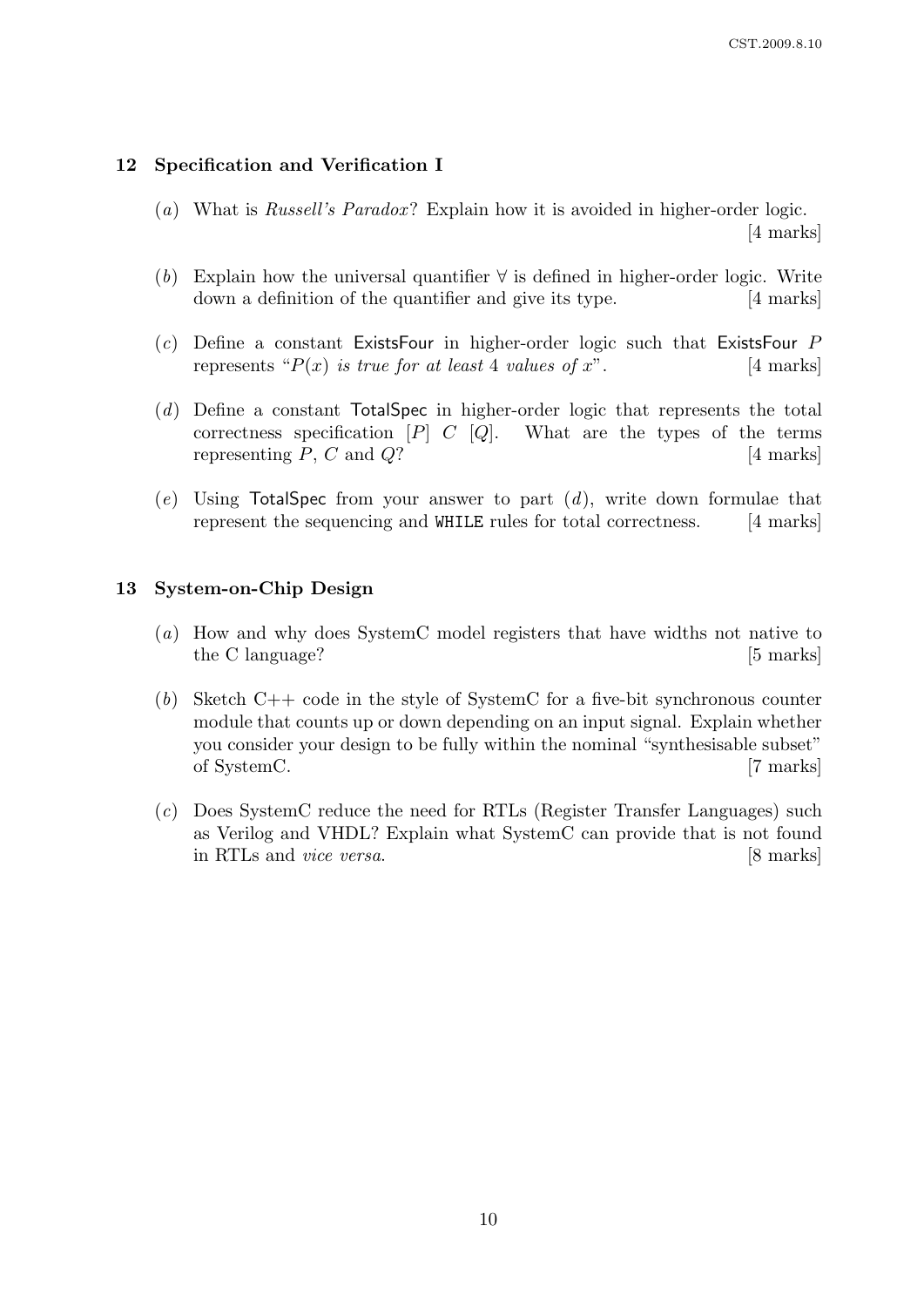## 12 Specification and Verification I

(*a*) What is *Russell's Paradox*? Explain how it is avoided in higher-order logic. [4 marks]

(*b*) Explain how the universal quantifier $\forall$ is defined in higher-order logic. Write down a definition of the quantifier and give its type. [4 marks]

(*c*) Define a constant $\mathsf{ExistsFour}$ in higher-order logic such that $\mathsf{ExistsFour}\ P$ represents "*$P(x)$ is true for at least 4 values of $x$*". [4 marks]

(*d*) Define a constant $\mathsf{TotalSpec}$ in higher-order logic that represents the total correctness specification $[P]\ C\ [Q]$. What are the types of the terms representing $P$, $C$ and $Q$? [4 marks]

(*e*) Using $\mathsf{TotalSpec}$ from your answer to part (*d*), write down formulae that represent the sequencing and `WHILE` rules for total correctness. [4 marks]

## 13 System-on-Chip Design

(*a*) How and why does SystemC model registers that have widths not native to the C language? [5 marks]

(*b*) Sketch C++ code in the style of SystemC for a five-bit synchronous counter module that counts up or down depending on an input signal. Explain whether you consider your design to be fully within the nominal "synthesisable subset" of SystemC. [7 marks]

(*c*) Does SystemC reduce the need for RTLs (Register Transfer Languages) such as Verilog and VHDL? Explain what SystemC can provide that is not found in RTLs and *vice versa*. [8 marks]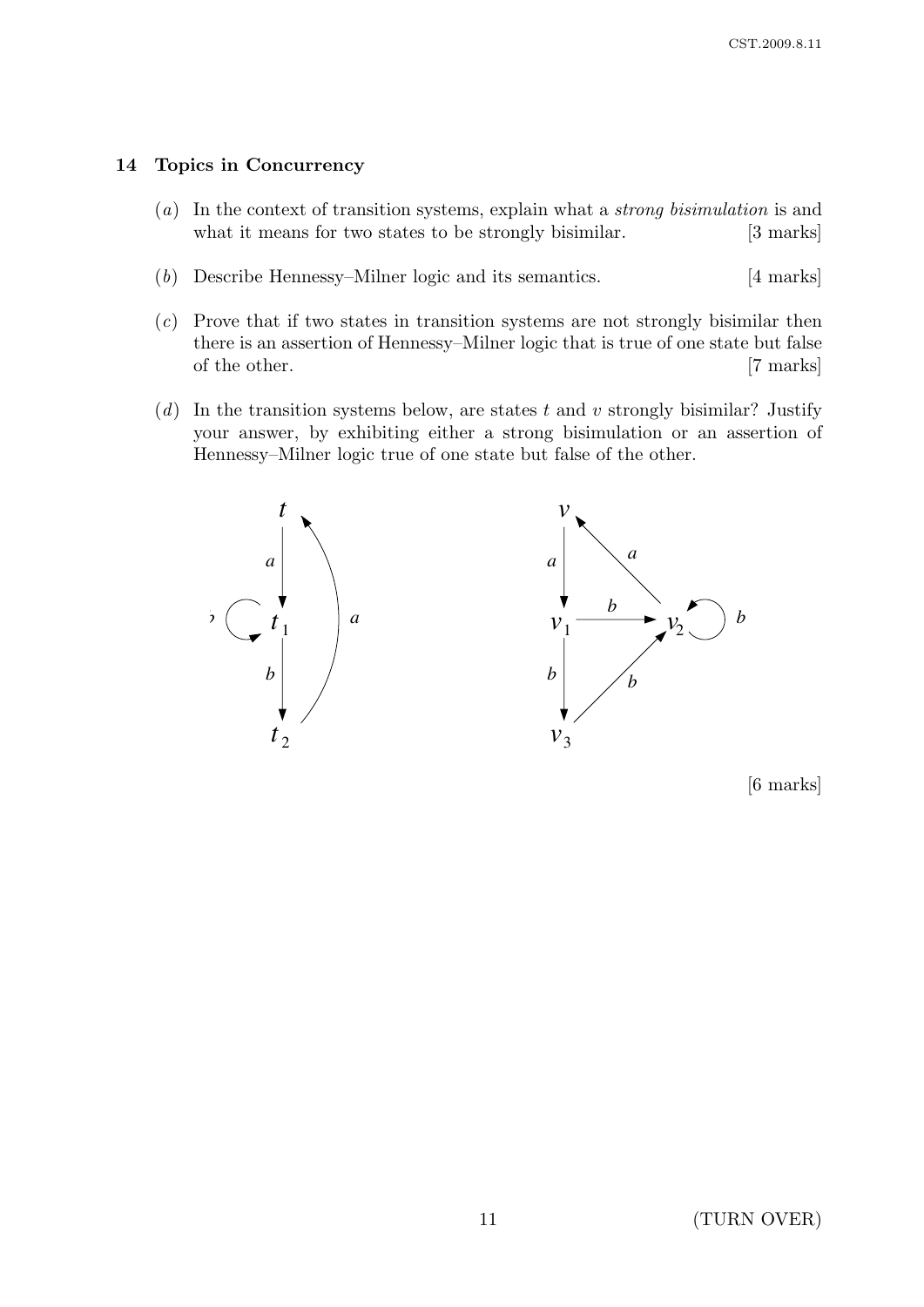## 14 Topics in Concurrency

(*a*) In the context of transition systems, explain what a *strong bisimulation* is and what it means for two states to be strongly bisimilar. [3 marks]

(*b*) Describe Hennessy–Milner logic and its semantics. [4 marks]

(*c*) Prove that if two states in transition systems are not strongly bisimilar then there is an assertion of Hennessy–Milner logic that is true of one state but false of the other. [7 marks]

(*d*) In the transition systems below, are states $t$ and $v$ strongly bisimilar? Justify your answer, by exhibiting either a strong bisimulation or an assertion of Hennessy–Milner logic true of one state but false of the other.

[6 marks]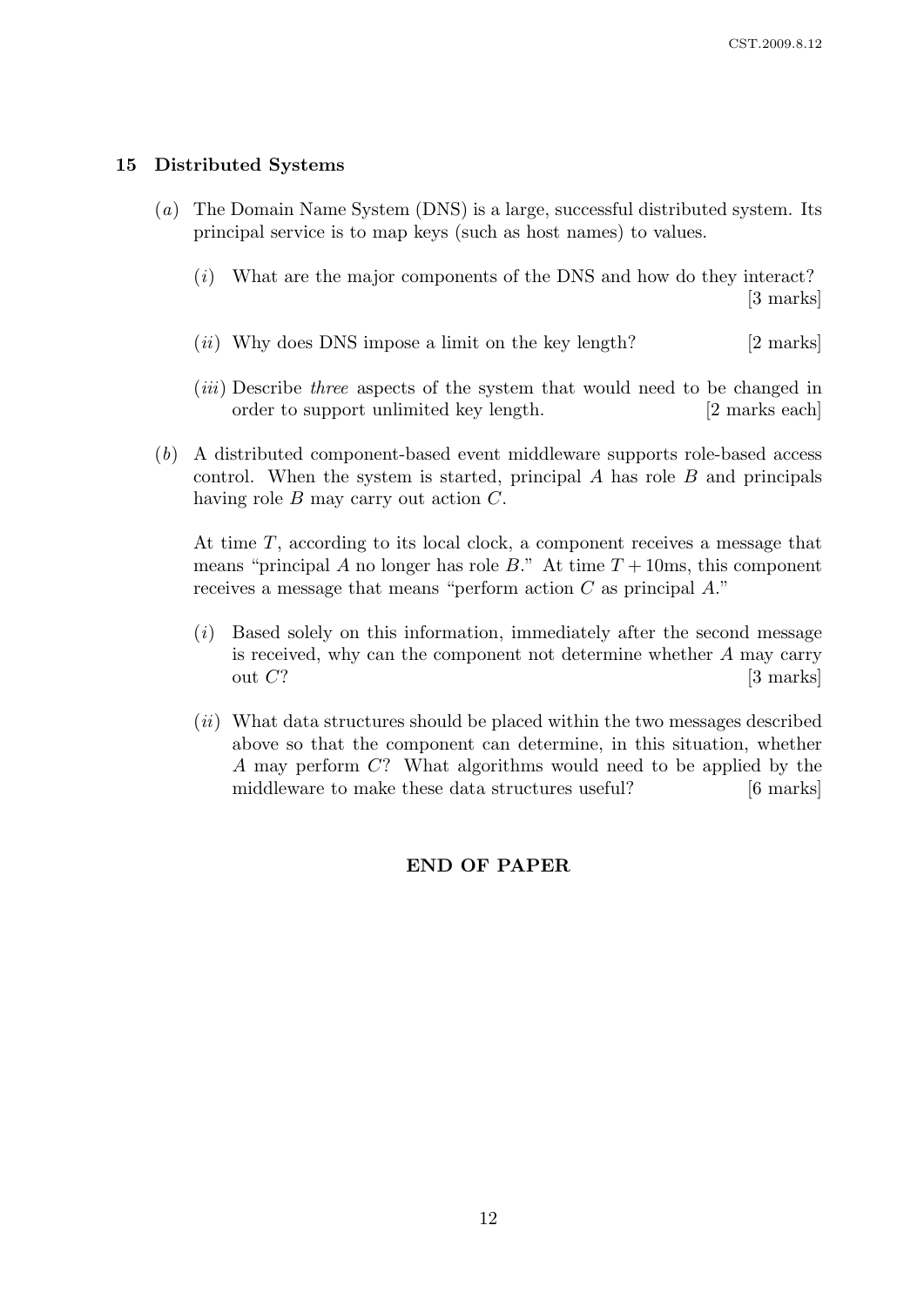## 15 Distributed Systems

(*a*) The Domain Name System (DNS) is a large, successful distributed system. Its principal service is to map keys (such as host names) to values.

(*i*) What are the major components of the DNS and how do they interact? [3 marks]

(*ii*) Why does DNS impose a limit on the key length? [2 marks]

(*iii*) Describe *three* aspects of the system that would need to be changed in order to support unlimited key length. [2 marks each]

(*b*) A distributed component-based event middleware supports role-based access control. When the system is started, principal $A$ has role $B$ and principals having role $B$ may carry out action $C$.

At time $T$, according to its local clock, a component receives a message that means "principal $A$ no longer has role $B$." At time $T + 10$ms, this component receives a message that means "perform action $C$ as principal $A$."

(*i*) Based solely on this information, immediately after the second message is received, why can the component not determine whether $A$ may carry out $C$? [3 marks]

(*ii*) What data structures should be placed within the two messages described above so that the component can determine, in this situation, whether $A$ may perform $C$? What algorithms would need to be applied by the middleware to make these data structures useful? [6 marks]

**END OF PAPER**